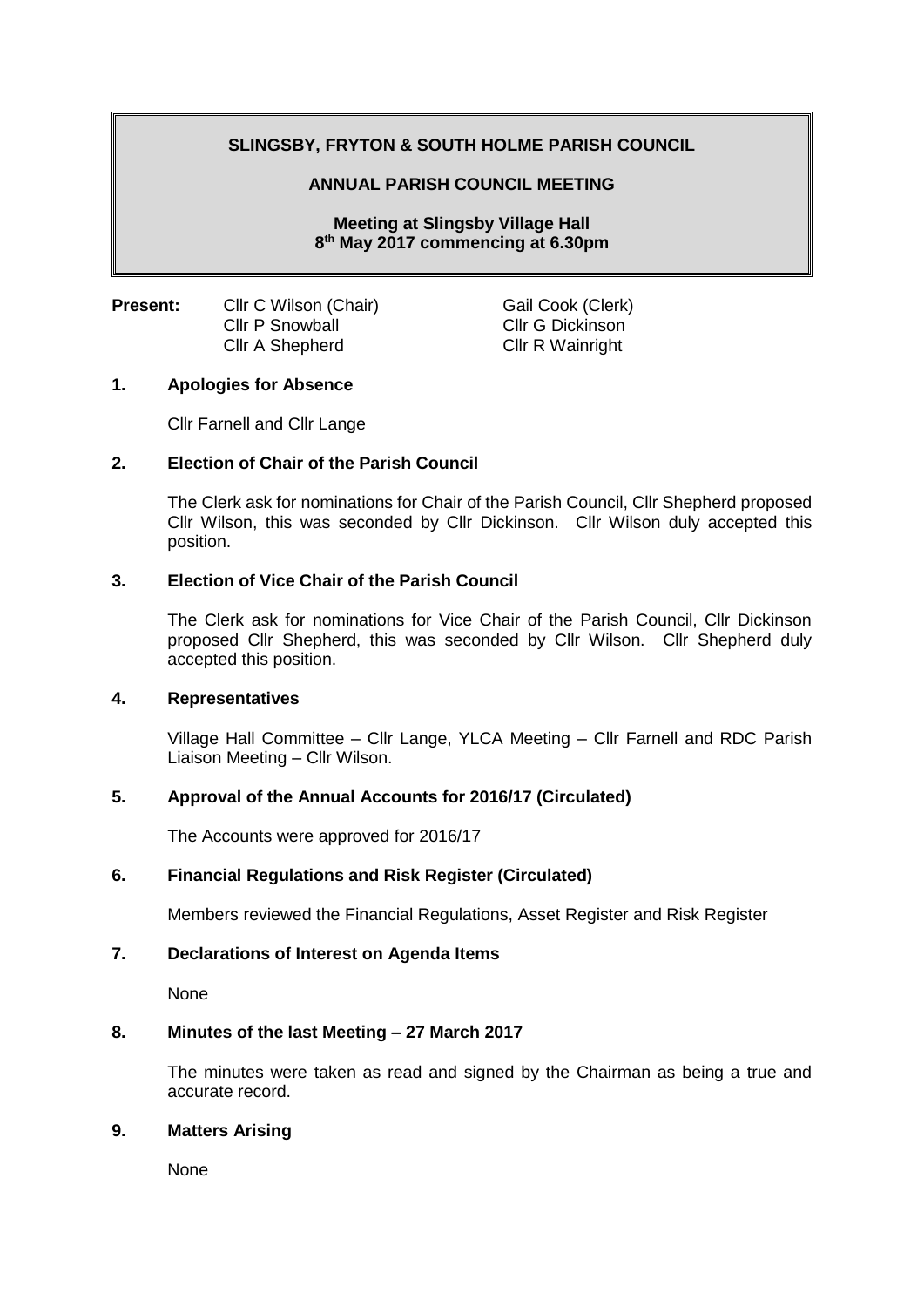# SLINGSBY, FRYTON & SOUTH HOLME PARISH COUNCIL

## ANNUAL PARISH COUNCIL MEETING

**Meeting at Slingsby Village Hall**
**8th May 2017 commencing at 6.30pm**

**Present:**

| | |
|---|---|
| Cllr C Wilson (Chair) | Gail Cook (Clerk) |
| Cllr P Snowball | Cllr G Dickinson |
| Cllr A Shepherd | Cllr R Wainright |

### 1. Apologies for Absence

Cllr Farnell and Cllr Lange

### 2. Election of Chair of the Parish Council

The Clerk ask for nominations for Chair of the Parish Council, Cllr Shepherd proposed Cllr Wilson, this was seconded by Cllr Dickinson. Cllr Wilson duly accepted this position.

### 3. Election of Vice Chair of the Parish Council

The Clerk ask for nominations for Vice Chair of the Parish Council, Cllr Dickinson proposed Cllr Shepherd, this was seconded by Cllr Wilson. Cllr Shepherd duly accepted this position.

### 4. Representatives

Village Hall Committee – Cllr Lange, YLCA Meeting – Cllr Farnell and RDC Parish Liaison Meeting – Cllr Wilson.

### 5. Approval of the Annual Accounts for 2016/17 (Circulated)

The Accounts were approved for 2016/17

### 6. Financial Regulations and Risk Register (Circulated)

Members reviewed the Financial Regulations, Asset Register and Risk Register

### 7. Declarations of Interest on Agenda Items

None

### 8. Minutes of the last Meeting – 27 March 2017

The minutes were taken as read and signed by the Chairman as being a true and accurate record.

### 9. Matters Arising

None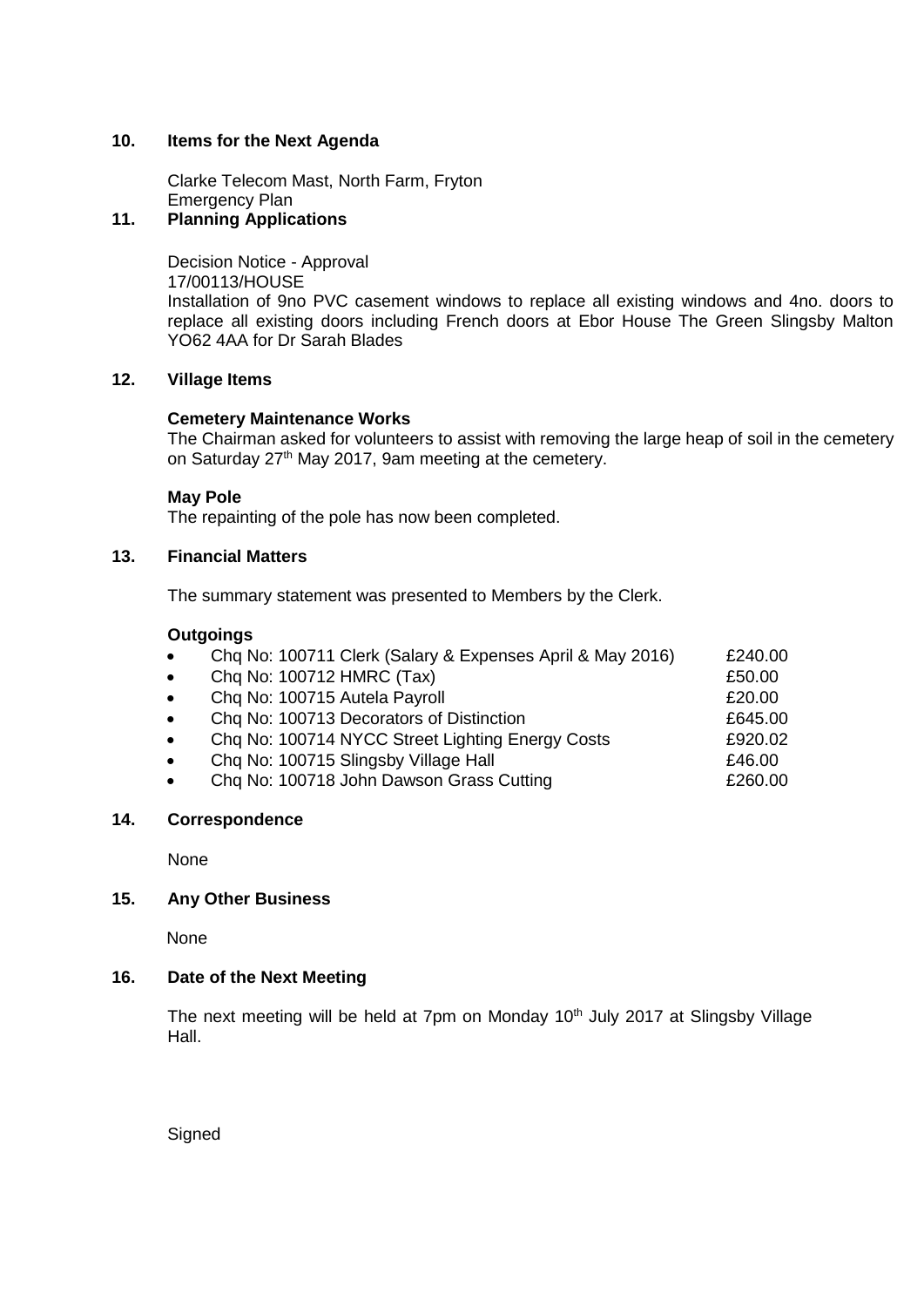## 10. Items for the Next Agenda

Clarke Telecom Mast, North Farm, Fryton
Emergency Plan

## 11. Planning Applications

Decision Notice - Approval
17/00113/HOUSE
Installation of 9no PVC casement windows to replace all existing windows and 4no. doors to replace all existing doors including French doors at Ebor House The Green Slingsby Malton YO62 4AA for Dr Sarah Blades

## 12. Village Items

**Cemetery Maintenance Works**
The Chairman asked for volunteers to assist with removing the large heap of soil in the cemetery on Saturday 27th May 2017, 9am meeting at the cemetery.

**May Pole**
The repainting of the pole has now been completed.

## 13. Financial Matters

The summary statement was presented to Members by the Clerk.

**Outgoings**

- Chq No: 100711 Clerk (Salary & Expenses April & May 2016) £240.00
- Chq No: 100712 HMRC (Tax) £50.00
- Chq No: 100715 Autela Payroll £20.00
- Chq No: 100713 Decorators of Distinction £645.00
- Chq No: 100714 NYCC Street Lighting Energy Costs £920.02
- Chq No: 100715 Slingsby Village Hall £46.00
- Chq No: 100718 John Dawson Grass Cutting £260.00

## 14. Correspondence

None

## 15. Any Other Business

None

## 16. Date of the Next Meeting

The next meeting will be held at 7pm on Monday 10th July 2017 at Slingsby Village Hall.

Signed